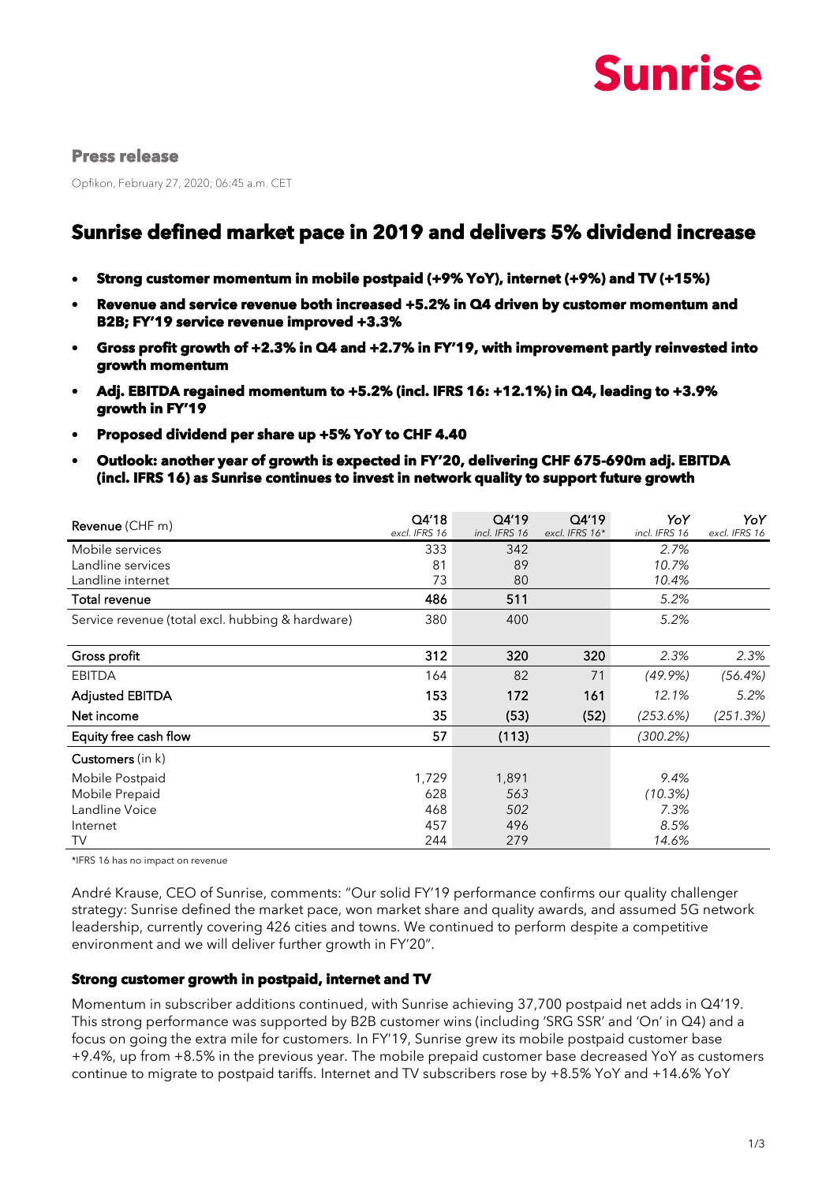Sunrise

**Press release**

Opfikon, February 27, 2020; 06:45 a.m. CET

# Sunrise defined market pace in 2019 and delivers 5% dividend increase

- **Strong customer momentum in mobile postpaid (+9% YoY), internet (+9%) and TV (+15%)**
- **Revenue and service revenue both increased +5.2% in Q4 driven by customer momentum and B2B; FY'19 service revenue improved +3.3%**
- **Gross profit growth of +2.3% in Q4 and +2.7% in FY'19, with improvement partly reinvested into growth momentum**
- **Adj. EBITDA regained momentum to +5.2% (incl. IFRS 16: +12.1%) in Q4, leading to +3.9% growth in FY'19**
- **Proposed dividend per share up +5% YoY to CHF 4.40**
- **Outlook: another year of growth is expected in FY'20, delivering CHF 675-690m adj. EBITDA (incl. IFRS 16) as Sunrise continues to invest in network quality to support future growth**

| Revenue (CHF m) | Q4'18 *excl. IFRS 16* | Q4'19 *incl. IFRS 16* | Q4'19 *excl. IFRS 16\** | *YoY incl. IFRS 16* | *YoY excl. IFRS 16* |
|---|---|---|---|---|---|
| Mobile services | 333 | 342 | | *2.7%* | |
| Landline services | 81 | 89 | | *10.7%* | |
| Landline internet | 73 | 80 | | *10.4%* | |
| Total revenue | 486 | 511 | | *5.2%* | |
| Service revenue (total excl. hubbing & hardware) | 380 | 400 | | *5.2%* | |
| Gross profit | 312 | 320 | 320 | *2.3%* | *2.3%* |
| EBITDA | 164 | 82 | 71 | *(49.9%)* | *(56.4%)* |
| Adjusted EBITDA | 153 | 172 | 161 | *12.1%* | *5.2%* |
| Net income | 35 | (53) | (52) | *(253.6%)* | *(251.3%)* |
| Equity free cash flow | 57 | (113) | | *(300.2%)* | |
| Customers (in k) | | | | | |
| Mobile Postpaid | 1,729 | 1,891 | | *9.4%* | |
| Mobile Prepaid | 628 | *563* | | *(10.3%)* | |
| Landline Voice | 468 | *502* | | *7.3%* | |
| Internet | 457 | *496* | | *8.5%* | |
| TV | 244 | *279* | | *14.6%* | |

\*IFRS 16 has no impact on revenue

André Krause, CEO of Sunrise, comments: "Our solid FY'19 performance confirms our quality challenger strategy: Sunrise defined the market pace, won market share and quality awards, and assumed 5G network leadership, currently covering 426 cities and towns. We continued to perform despite a competitive environment and we will deliver further growth in FY'20".

### Strong customer growth in postpaid, internet and TV

Momentum in subscriber additions continued, with Sunrise achieving 37,700 postpaid net adds in Q4'19. This strong performance was supported by B2B customer wins (including 'SRG SSR' and 'On' in Q4) and a focus on going the extra mile for customers. In FY'19, Sunrise grew its mobile postpaid customer base +9.4%, up from +8.5% in the previous year. The mobile prepaid customer base decreased YoY as customers continue to migrate to postpaid tariffs. Internet and TV subscribers rose by +8.5% YoY and +14.6% YoY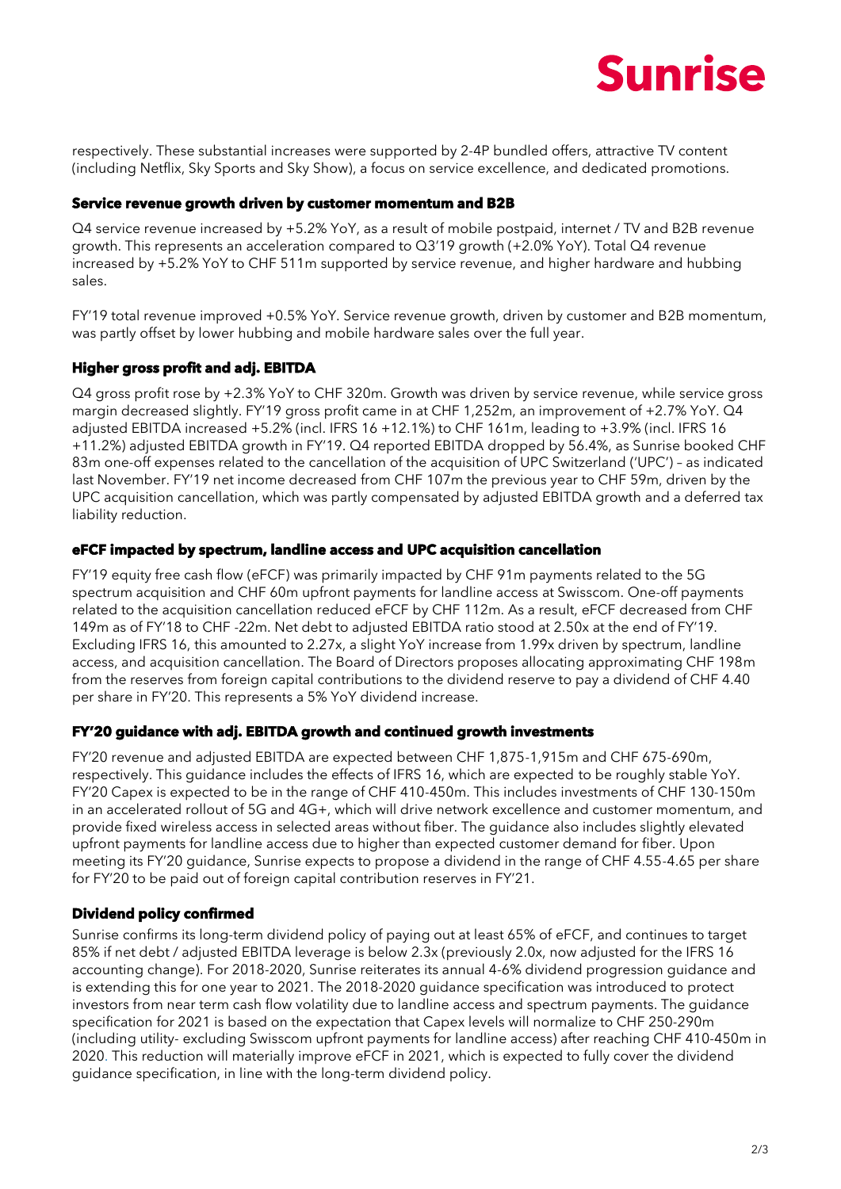respectively. These substantial increases were supported by 2-4P bundled offers, attractive TV content (including Netflix, Sky Sports and Sky Show), a focus on service excellence, and dedicated promotions.

### Service revenue growth driven by customer momentum and B2B

Q4 service revenue increased by +5.2% YoY, as a result of mobile postpaid, internet / TV and B2B revenue growth. This represents an acceleration compared to Q3'19 growth (+2.0% YoY). Total Q4 revenue increased by +5.2% YoY to CHF 511m supported by service revenue, and higher hardware and hubbing sales.

FY'19 total revenue improved +0.5% YoY. Service revenue growth, driven by customer and B2B momentum, was partly offset by lower hubbing and mobile hardware sales over the full year.

### Higher gross profit and adj. EBITDA

Q4 gross profit rose by +2.3% YoY to CHF 320m. Growth was driven by service revenue, while service gross margin decreased slightly. FY'19 gross profit came in at CHF 1,252m, an improvement of +2.7% YoY. Q4 adjusted EBITDA increased +5.2% (incl. IFRS 16 +12.1%) to CHF 161m, leading to +3.9% (incl. IFRS 16 +11.2%) adjusted EBITDA growth in FY'19. Q4 reported EBITDA dropped by 56.4%, as Sunrise booked CHF 83m one-off expenses related to the cancellation of the acquisition of UPC Switzerland ('UPC') – as indicated last November. FY'19 net income decreased from CHF 107m the previous year to CHF 59m, driven by the UPC acquisition cancellation, which was partly compensated by adjusted EBITDA growth and a deferred tax liability reduction.

### eFCF impacted by spectrum, landline access and UPC acquisition cancellation

FY'19 equity free cash flow (eFCF) was primarily impacted by CHF 91m payments related to the 5G spectrum acquisition and CHF 60m upfront payments for landline access at Swisscom. One-off payments related to the acquisition cancellation reduced eFCF by CHF 112m. As a result, eFCF decreased from CHF 149m as of FY'18 to CHF -22m. Net debt to adjusted EBITDA ratio stood at 2.50x at the end of FY'19. Excluding IFRS 16, this amounted to 2.27x, a slight YoY increase from 1.99x driven by spectrum, landline access, and acquisition cancellation. The Board of Directors proposes allocating approximating CHF 198m from the reserves from foreign capital contributions to the dividend reserve to pay a dividend of CHF 4.40 per share in FY'20. This represents a 5% YoY dividend increase.

### FY'20 guidance with adj. EBITDA growth and continued growth investments

FY'20 revenue and adjusted EBITDA are expected between CHF 1,875-1,915m and CHF 675-690m, respectively. This guidance includes the effects of IFRS 16, which are expected to be roughly stable YoY. FY'20 Capex is expected to be in the range of CHF 410-450m. This includes investments of CHF 130-150m in an accelerated rollout of 5G and 4G+, which will drive network excellence and customer momentum, and provide fixed wireless access in selected areas without fiber. The guidance also includes slightly elevated upfront payments for landline access due to higher than expected customer demand for fiber. Upon meeting its FY'20 guidance, Sunrise expects to propose a dividend in the range of CHF 4.55-4.65 per share for FY'20 to be paid out of foreign capital contribution reserves in FY'21.

### Dividend policy confirmed

Sunrise confirms its long-term dividend policy of paying out at least 65% of eFCF, and continues to target 85% if net debt / adjusted EBITDA leverage is below 2.3x (previously 2.0x, now adjusted for the IFRS 16 accounting change). For 2018-2020, Sunrise reiterates its annual 4-6% dividend progression guidance and is extending this for one year to 2021. The 2018-2020 guidance specification was introduced to protect investors from near term cash flow volatility due to landline access and spectrum payments. The guidance specification for 2021 is based on the expectation that Capex levels will normalize to CHF 250-290m (including utility- excluding Swisscom upfront payments for landline access) after reaching CHF 410-450m in 2020. This reduction will materially improve eFCF in 2021, which is expected to fully cover the dividend guidance specification, in line with the long-term dividend policy.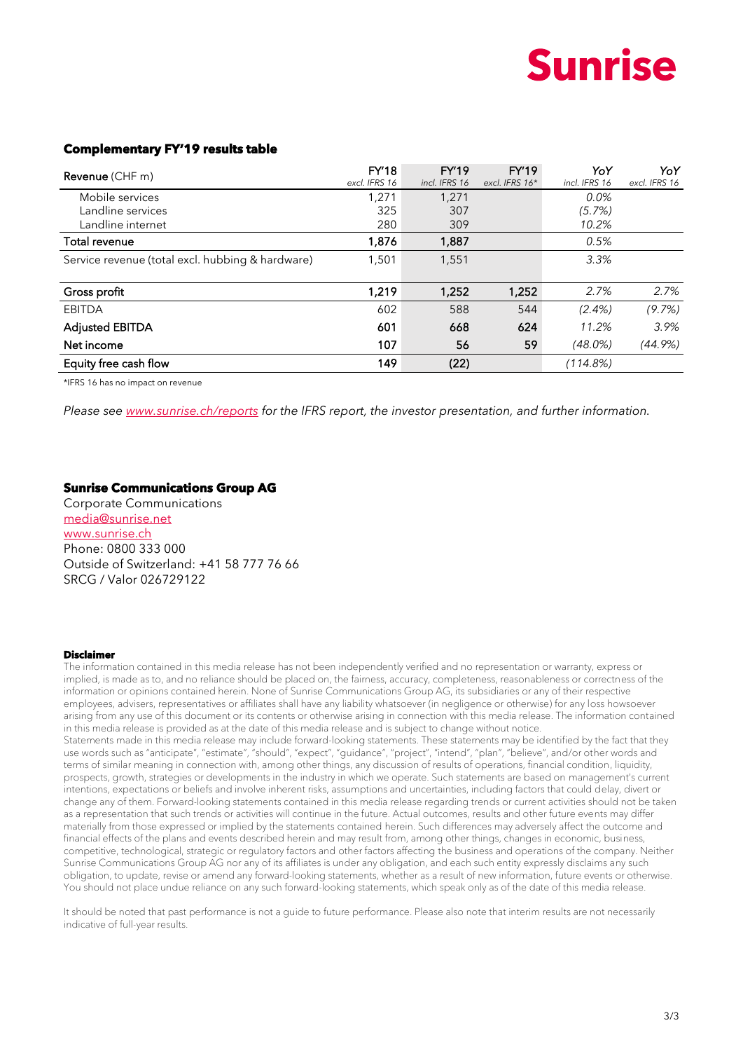Sunrise

## Complementary FY'19 results table

| **Revenue** (CHF m) | FY'18 excl. IFRS 16 | FY'19 incl. IFRS 16 | FY'19 excl. IFRS 16* | YoY incl. IFRS 16 | YoY excl. IFRS 16 |
|---|---|---|---|---|---|
| Mobile services | 1,271 | 1,271 | | 0.0% | |
| Landline services | 325 | 307 | | (5.7%) | |
| Landline internet | 280 | 309 | | 10.2% | |
| **Total revenue** | **1,876** | **1,887** | | 0.5% | |
| Service revenue (total excl. hubbing & hardware) | 1,501 | 1,551 | | 3.3% | |
| **Gross profit** | **1,219** | **1,252** | **1,252** | 2.7% | 2.7% |
| EBITDA | 602 | 588 | 544 | (2.4%) | (9.7%) |
| **Adjusted EBITDA** | **601** | **668** | **624** | 11.2% | 3.9% |
| **Net income** | **107** | **56** | **59** | (48.0%) | (44.9%) |
| **Equity free cash flow** | **149** | **(22)** | | (114.8%) | |

*IFRS 16 has no impact on revenue

*Please see [www.sunrise.ch/reports](www.sunrise.ch/reports) for the IFRS report, the investor presentation, and further information.*

### Sunrise Communications Group AG

Corporate Communications
media@sunrise.net
www.sunrise.ch
Phone: 0800 333 000
Outside of Switzerland: +41 58 777 76 66
SRCG / Valor 026729122

#### Disclaimer

The information contained in this media release has not been independently verified and no representation or warranty, express or implied, is made as to, and no reliance should be placed on, the fairness, accuracy, completeness, reasonableness or correctness of the information or opinions contained herein. None of Sunrise Communications Group AG, its subsidiaries or any of their respective employees, advisers, representatives or affiliates shall have any liability whatsoever (in negligence or otherwise) for any loss howsoever arising from any use of this document or its contents or otherwise arising in connection with this media release. The information contained in this media release is provided as at the date of this media release and is subject to change without notice.

Statements made in this media release may include forward-looking statements. These statements may be identified by the fact that they use words such as "anticipate", "estimate", "should", "expect", "guidance", "project", "intend", "plan", "believe", and/or other words and terms of similar meaning in connection with, among other things, any discussion of results of operations, financial condition, liquidity, prospects, growth, strategies or developments in the industry in which we operate. Such statements are based on management's current intentions, expectations or beliefs and involve inherent risks, assumptions and uncertainties, including factors that could delay, divert or change any of them. Forward-looking statements contained in this media release regarding trends or current activities should not be taken as a representation that such trends or activities will continue in the future. Actual outcomes, results and other future events may differ materially from those expressed or implied by the statements contained herein. Such differences may adversely affect the outcome and financial effects of the plans and events described herein and may result from, among other things, changes in economic, business, competitive, technological, strategic or regulatory factors and other factors affecting the business and operations of the company. Neither Sunrise Communications Group AG nor any of its affiliates is under any obligation, and each such entity expressly disclaims any such obligation, to update, revise or amend any forward-looking statements, whether as a result of new information, future events or otherwise. You should not place undue reliance on any such forward-looking statements, which speak only as of the date of this media release.

It should be noted that past performance is not a guide to future performance. Please also note that interim results are not necessarily indicative of full-year results.